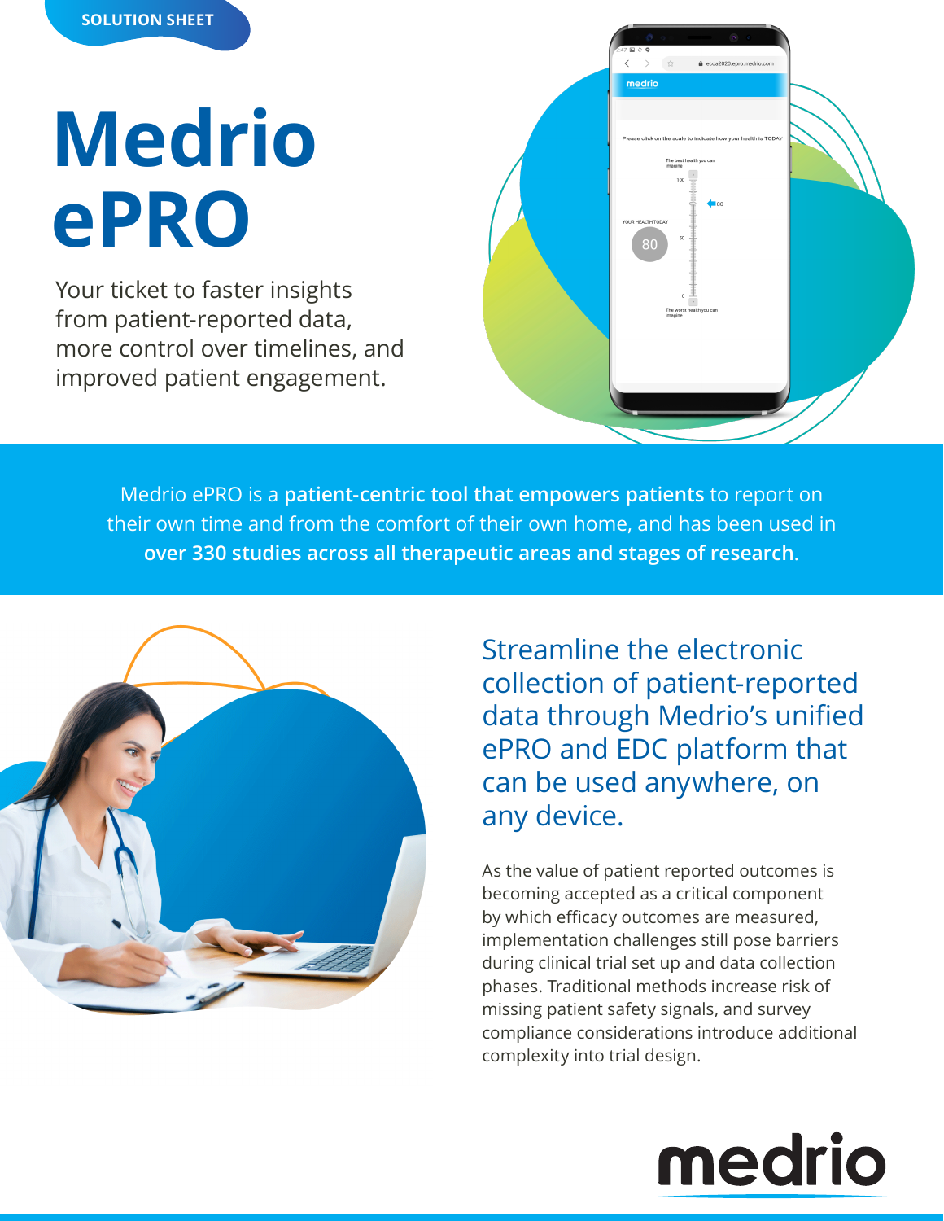SOLUTION SHEET

# Medrio ePRO

Your ticket to faster insights from patient-reported data, more control over timelines, and improved patient engagement.

Medrio ePRO is a **patient-centric tool that empowers patients** to report on their own time and from the comfort of their own home, and has been used in **over 330 studies across all therapeutic areas and stages of research**.

## Streamline the electronic collection of patient-reported data through Medrio's unified ePRO and EDC platform that can be used anywhere, on any device.

As the value of patient reported outcomes is becoming accepted as a critical component by which efficacy outcomes are measured, implementation challenges still pose barriers during clinical trial set up and data collection phases. Traditional methods increase risk of missing patient safety signals, and survey compliance considerations introduce additional complexity into trial design.

medrio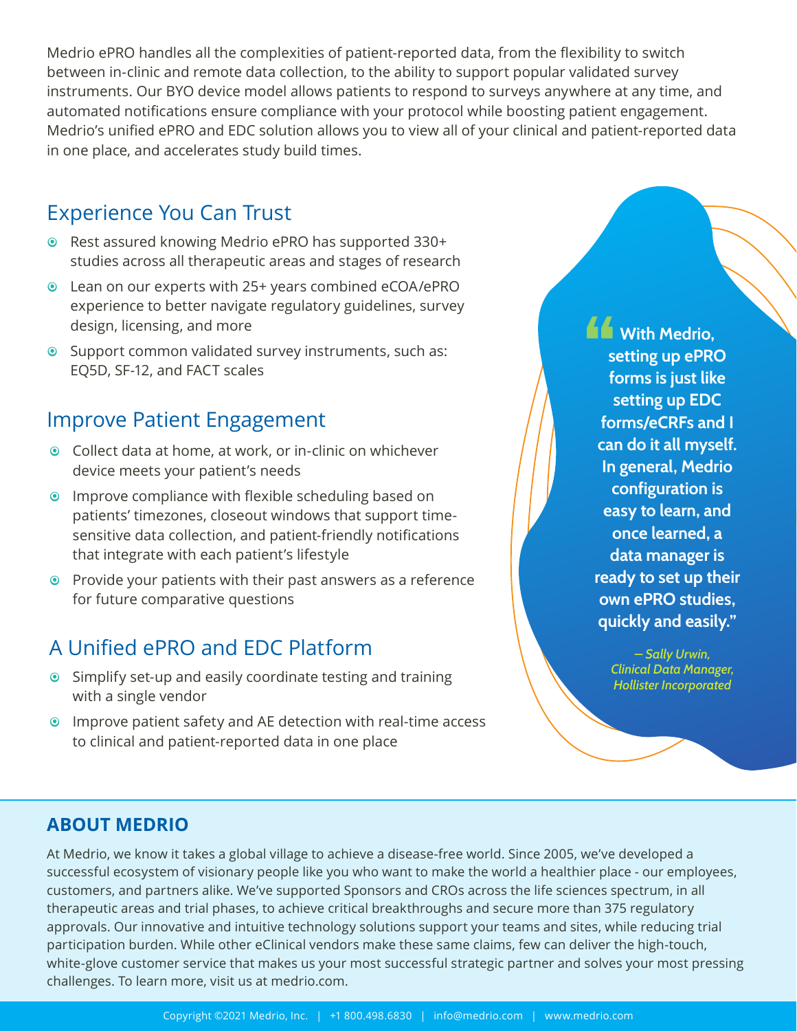Medrio ePRO handles all the complexities of patient-reported data, from the flexibility to switch between in-clinic and remote data collection, to the ability to support popular validated survey instruments. Our BYO device model allows patients to respond to surveys anywhere at any time, and automated notifications ensure compliance with your protocol while boosting patient engagement. Medrio's unified ePRO and EDC solution allows you to view all of your clinical and patient-reported data in one place, and accelerates study build times.

## Experience You Can Trust

- Rest assured knowing Medrio ePRO has supported 330+ studies across all therapeutic areas and stages of research
- Lean on our experts with 25+ years combined eCOA/ePRO experience to better navigate regulatory guidelines, survey design, licensing, and more
- Support common validated survey instruments, such as: EQ5D, SF-12, and FACT scales

## Improve Patient Engagement

- Collect data at home, at work, or in-clinic on whichever device meets your patient's needs
- Improve compliance with flexible scheduling based on patients' timezones, closeout windows that support time-sensitive data collection, and patient-friendly notifications that integrate with each patient's lifestyle
- Provide your patients with their past answers as a reference for future comparative questions

## A Unified ePRO and EDC Platform

- Simplify set-up and easily coordinate testing and training with a single vendor
- Improve patient safety and AE detection with real-time access to clinical and patient-reported data in one place

> **"With Medrio, setting up ePRO forms is just like setting up EDC forms/eCRFs and I can do it all myself. In general, Medrio configuration is easy to learn, and once learned, a data manager is ready to set up their own ePRO studies, quickly and easily."**
>
> *– Sally Urwin, Clinical Data Manager, Hollister Incorporated*

## ABOUT MEDRIO

At Medrio, we know it takes a global village to achieve a disease-free world. Since 2005, we've developed a successful ecosystem of visionary people like you who want to make the world a healthier place - our employees, customers, and partners alike. We've supported Sponsors and CROs across the life sciences spectrum, in all therapeutic areas and trial phases, to achieve critical breakthroughs and secure more than 375 regulatory approvals. Our innovative and intuitive technology solutions support your teams and sites, while reducing trial participation burden. While other eClinical vendors make these same claims, few can deliver the high-touch, white-glove customer service that makes us your most successful strategic partner and solves your most pressing challenges. To learn more, visit us at medrio.com.

Copyright ©2021 Medrio, Inc. | +1 800.498.6830 | info@medrio.com | www.medrio.com